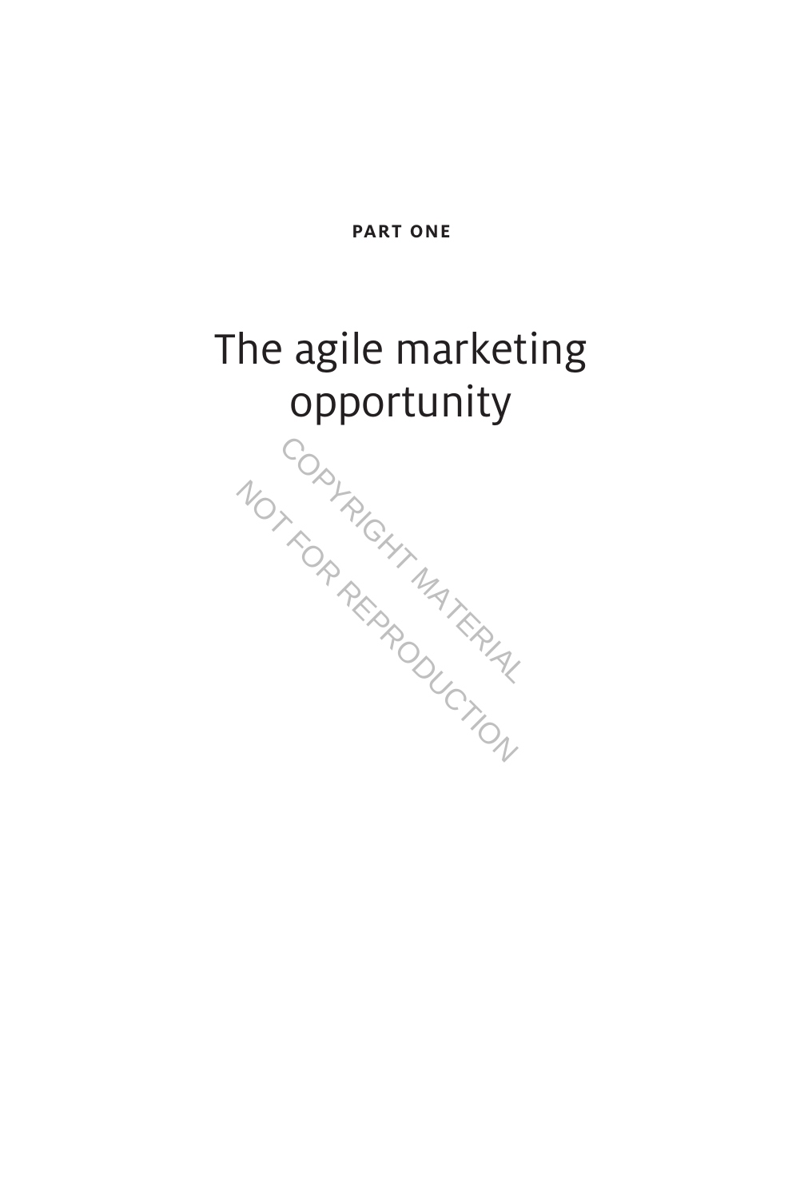PART ONE

# The agile marketing opportunity

COPYRIGHT MATERIAL
NOT FOR REPRODUCTION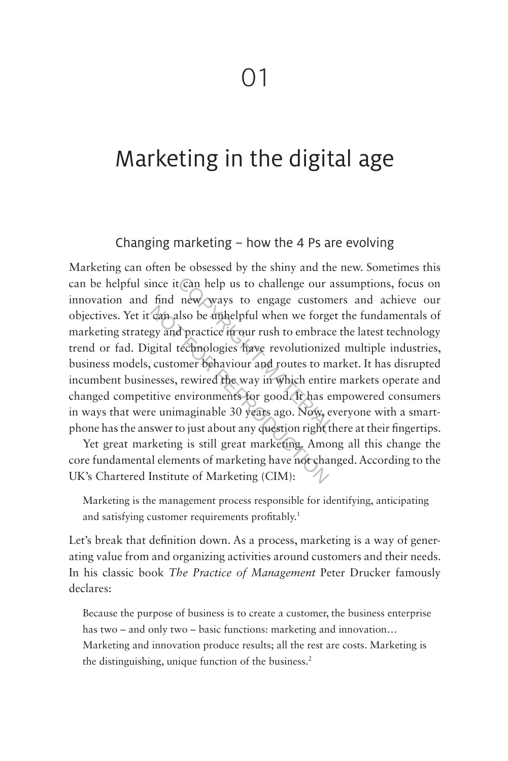# 01

# Marketing in the digital age

## Changing marketing – how the 4 Ps are evolving

Marketing can often be obsessed by the shiny and the new. Sometimes this can be helpful since it can help us to challenge our assumptions, focus on innovation and find new ways to engage customers and achieve our objectives. Yet it can also be unhelpful when we forget the fundamentals of marketing strategy and practice in our rush to embrace the latest technology trend or fad. Digital technologies have revolutionized multiple industries, business models, customer behaviour and routes to market. It has disrupted incumbent businesses, rewired the way in which entire markets operate and changed competitive environments for good. It has empowered consumers in ways that were unimaginable 30 years ago. Now, everyone with a smartphone has the answer to just about any question right there at their fingertips.

Yet great marketing is still great marketing. Among all this change the core fundamental elements of marketing have not changed. According to the UK's Chartered Institute of Marketing (CIM):

> Marketing is the management process responsible for identifying, anticipating and satisfying customer requirements profitably.[1]

Let's break that definition down. As a process, marketing is a way of generating value from and organizing activities around customers and their needs. In his classic book *The Practice of Management* Peter Drucker famously declares:

> Because the purpose of business is to create a customer, the business enterprise has two – and only two – basic functions: marketing and innovation… Marketing and innovation produce results; all the rest are costs. Marketing is the distinguishing, unique function of the business.[2]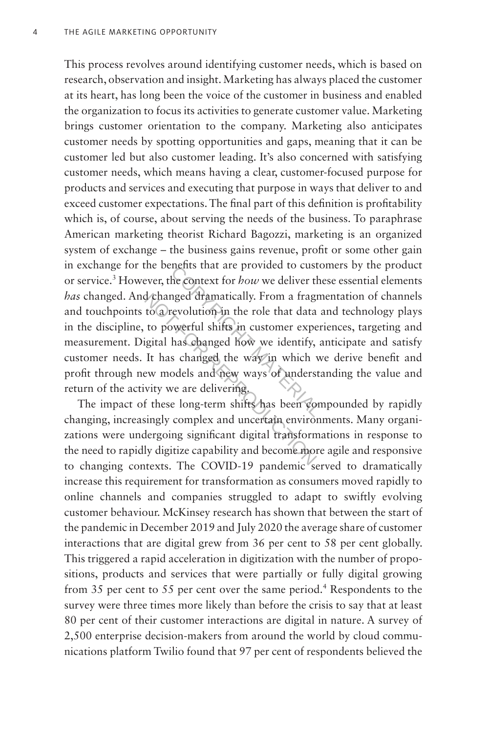This process revolves around identifying customer needs, which is based on research, observation and insight. Marketing has always placed the customer at its heart, has long been the voice of the customer in business and enabled the organization to focus its activities to generate customer value. Marketing brings customer orientation to the company. Marketing also anticipates customer needs by spotting opportunities and gaps, meaning that it can be customer led but also customer leading. It's also concerned with satisfying customer needs, which means having a clear, customer-focused purpose for products and services and executing that purpose in ways that deliver to and exceed customer expectations. The final part of this definition is profitability which is, of course, about serving the needs of the business. To paraphrase American marketing theorist Richard Bagozzi, marketing is an organized system of exchange – the business gains revenue, profit or some other gain in exchange for the benefits that are provided to customers by the product or service.[3] However, the context for *how* we deliver these essential elements *has* changed. And changed dramatically. From a fragmentation of channels and touchpoints to a revolution in the role that data and technology plays in the discipline, to powerful shifts in customer experiences, targeting and measurement. Digital has changed how we identify, anticipate and satisfy customer needs. It has changed the way in which we derive benefit and profit through new models and new ways of understanding the value and return of the activity we are delivering.

The impact of these long-term shifts has been compounded by rapidly changing, increasingly complex and uncertain environments. Many organizations were undergoing significant digital transformations in response to the need to rapidly digitize capability and become more agile and responsive to changing contexts. The COVID-19 pandemic served to dramatically increase this requirement for transformation as consumers moved rapidly to online channels and companies struggled to adapt to swiftly evolving customer behaviour. McKinsey research has shown that between the start of the pandemic in December 2019 and July 2020 the average share of customer interactions that are digital grew from 36 per cent to 58 per cent globally. This triggered a rapid acceleration in digitization with the number of propositions, products and services that were partially or fully digital growing from 35 per cent to 55 per cent over the same period.[4] Respondents to the survey were three times more likely than before the crisis to say that at least 80 per cent of their customer interactions are digital in nature. A survey of 2,500 enterprise decision-makers from around the world by cloud communications platform Twilio found that 97 per cent of respondents believed the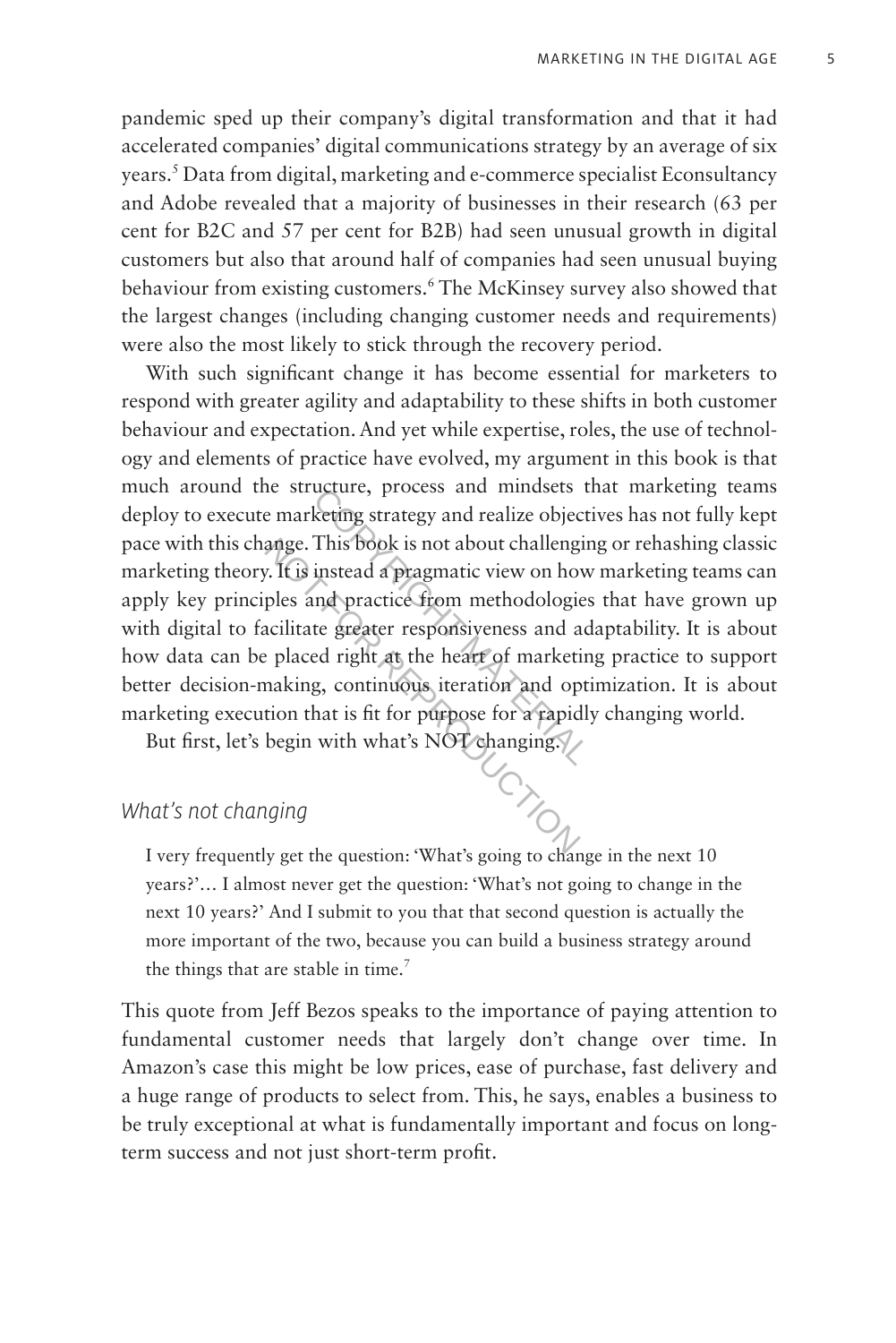pandemic sped up their company's digital transformation and that it had accelerated companies' digital communications strategy by an average of six years.[5] Data from digital, marketing and e-commerce specialist Econsultancy and Adobe revealed that a majority of businesses in their research (63 per cent for B2C and 57 per cent for B2B) had seen unusual growth in digital customers but also that around half of companies had seen unusual buying behaviour from existing customers.[6] The McKinsey survey also showed that the largest changes (including changing customer needs and requirements) were also the most likely to stick through the recovery period.

With such significant change it has become essential for marketers to respond with greater agility and adaptability to these shifts in both customer behaviour and expectation. And yet while expertise, roles, the use of technology and elements of practice have evolved, my argument in this book is that much around the structure, process and mindsets that marketing teams deploy to execute marketing strategy and realize objectives has not fully kept pace with this change. This book is not about challenging or rehashing classic marketing theory. It is instead a pragmatic view on how marketing teams can apply key principles and practice from methodologies that have grown up with digital to facilitate greater responsiveness and adaptability. It is about how data can be placed right at the heart of marketing practice to support better decision-making, continuous iteration and optimization. It is about marketing execution that is fit for purpose for a rapidly changing world.

But first, let's begin with what's NOT changing.

### *What's not changing*

> I very frequently get the question: 'What's going to change in the next 10 years?'… I almost never get the question: 'What's not going to change in the next 10 years?' And I submit to you that that second question is actually the more important of the two, because you can build a business strategy around the things that are stable in time.[7]

This quote from Jeff Bezos speaks to the importance of paying attention to fundamental customer needs that largely don't change over time. In Amazon's case this might be low prices, ease of purchase, fast delivery and a huge range of products to select from. This, he says, enables a business to be truly exceptional at what is fundamentally important and focus on long-term success and not just short-term profit.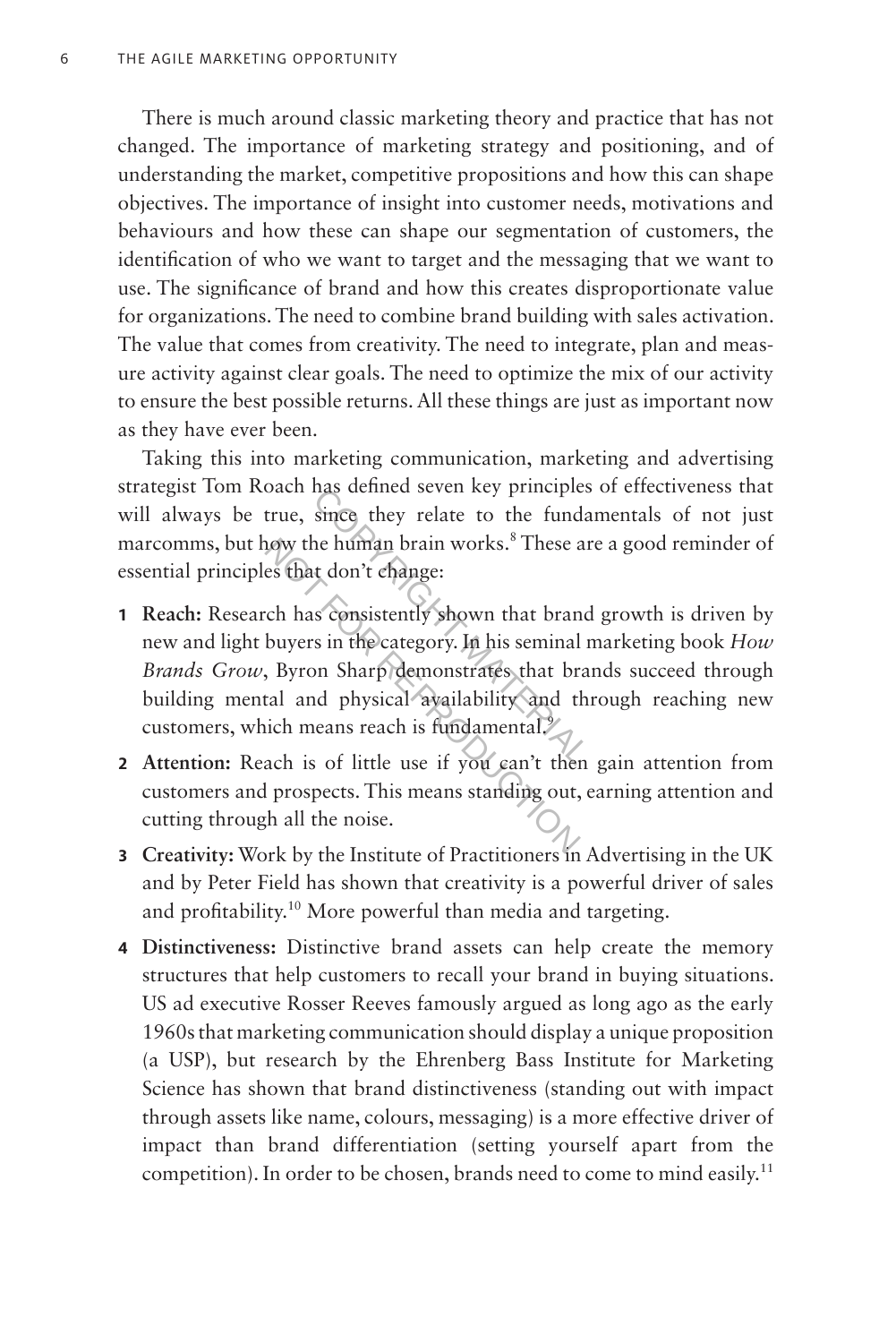There is much around classic marketing theory and practice that has not changed. The importance of marketing strategy and positioning, and of understanding the market, competitive propositions and how this can shape objectives. The importance of insight into customer needs, motivations and behaviours and how these can shape our segmentation of customers, the identification of who we want to target and the messaging that we want to use. The significance of brand and how this creates disproportionate value for organizations. The need to combine brand building with sales activation. The value that comes from creativity. The need to integrate, plan and measure activity against clear goals. The need to optimize the mix of our activity to ensure the best possible returns. All these things are just as important now as they have ever been.

Taking this into marketing communication, marketing and advertising strategist Tom Roach has defined seven key principles of effectiveness that will always be true, since they relate to the fundamentals of not just marcomms, but how the human brain works.[8] These are a good reminder of essential principles that don't change:

1. **Reach:** Research has consistently shown that brand growth is driven by new and light buyers in the category. In his seminal marketing book *How Brands Grow*, Byron Sharp demonstrates that brands succeed through building mental and physical availability and through reaching new customers, which means reach is fundamental.[9]
2. **Attention:** Reach is of little use if you can't then gain attention from customers and prospects. This means standing out, earning attention and cutting through all the noise.
3. **Creativity:** Work by the Institute of Practitioners in Advertising in the UK and by Peter Field has shown that creativity is a powerful driver of sales and profitability.[10] More powerful than media and targeting.
4. **Distinctiveness:** Distinctive brand assets can help create the memory structures that help customers to recall your brand in buying situations. US ad executive Rosser Reeves famously argued as long ago as the early 1960s that marketing communication should display a unique proposition (a USP), but research by the Ehrenberg Bass Institute for Marketing Science has shown that brand distinctiveness (standing out with impact through assets like name, colours, messaging) is a more effective driver of impact than brand differentiation (setting yourself apart from the competition). In order to be chosen, brands need to come to mind easily.[11]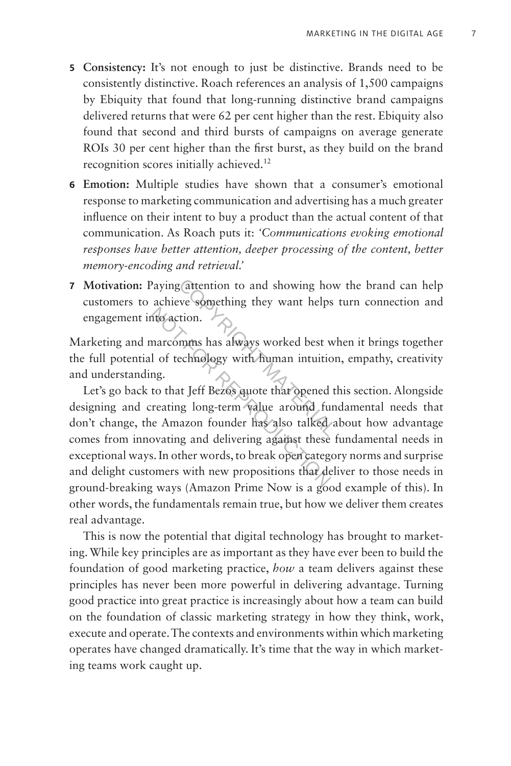5. **Consistency:** It's not enough to just be distinctive. Brands need to be consistently distinctive. Roach references an analysis of 1,500 campaigns by Ebiquity that found that long-running distinctive brand campaigns delivered returns that were 62 per cent higher than the rest. Ebiquity also found that second and third bursts of campaigns on average generate ROIs 30 per cent higher than the first burst, as they build on the brand recognition scores initially achieved.[12]
6. **Emotion:** Multiple studies have shown that a consumer's emotional response to marketing communication and advertising has a much greater influence on their intent to buy a product than the actual content of that communication. As Roach puts it: *'Communications evoking emotional responses have better attention, deeper processing of the content, better memory-encoding and retrieval.'*
7. **Motivation:** Paying attention to and showing how the brand can help customers to achieve something they want helps turn connection and engagement into action.

Marketing and marcomms has always worked best when it brings together the full potential of technology with human intuition, empathy, creativity and understanding.

Let's go back to that Jeff Bezos quote that opened this section. Alongside designing and creating long-term value around fundamental needs that don't change, the Amazon founder has also talked about how advantage comes from innovating and delivering against these fundamental needs in exceptional ways. In other words, to break open category norms and surprise and delight customers with new propositions that deliver to those needs in ground-breaking ways (Amazon Prime Now is a good example of this). In other words, the fundamentals remain true, but how we deliver them creates real advantage.

This is now the potential that digital technology has brought to marketing. While key principles are as important as they have ever been to build the foundation of good marketing practice, *how* a team delivers against these principles has never been more powerful in delivering advantage. Turning good practice into great practice is increasingly about how a team can build on the foundation of classic marketing strategy in how they think, work, execute and operate. The contexts and environments within which marketing operates have changed dramatically. It's time that the way in which marketing teams work caught up.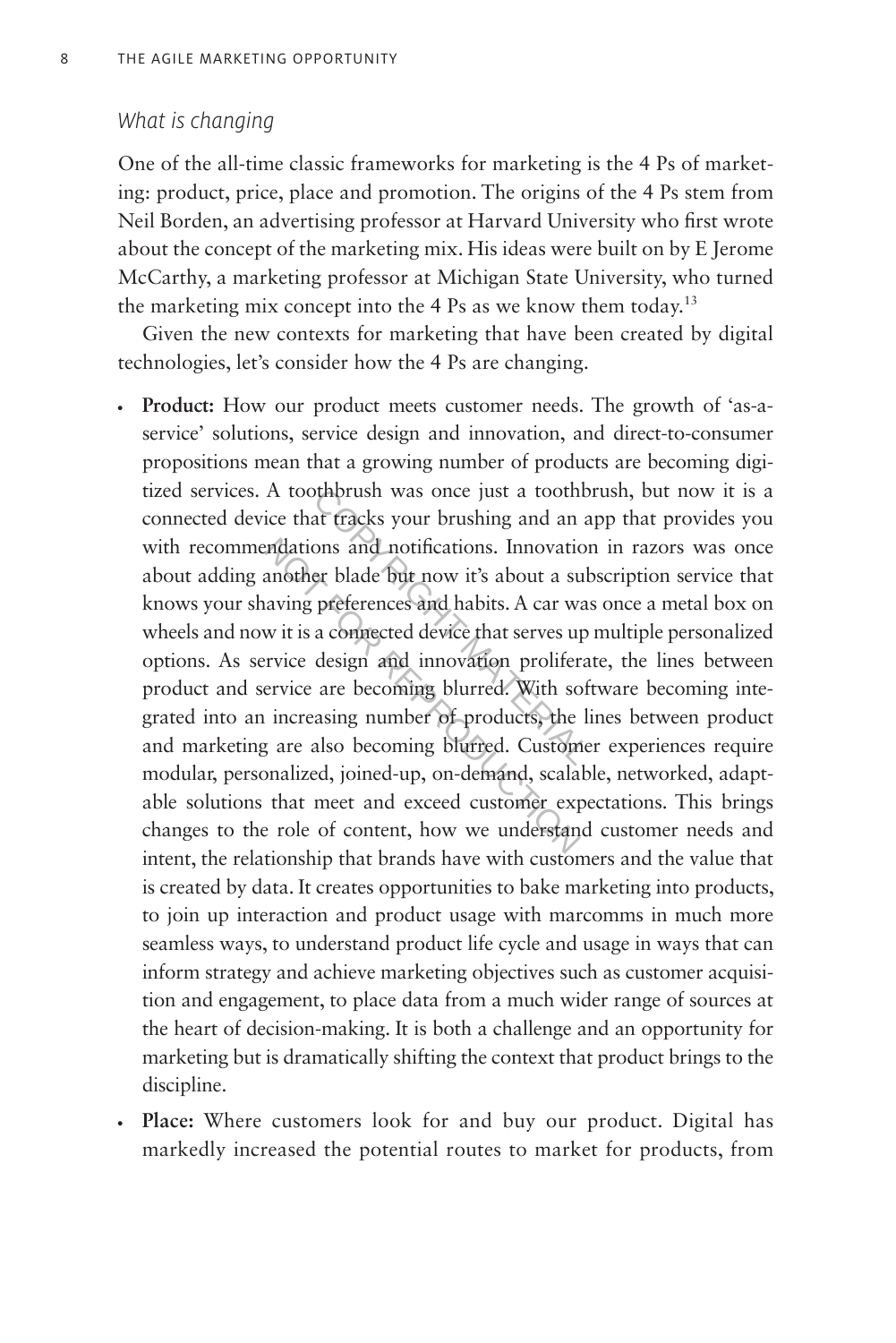*What is changing*

One of the all-time classic frameworks for marketing is the 4 Ps of marketing: product, price, place and promotion. The origins of the 4 Ps stem from Neil Borden, an advertising professor at Harvard University who first wrote about the concept of the marketing mix. His ideas were built on by E Jerome McCarthy, a marketing professor at Michigan State University, who turned the marketing mix concept into the 4 Ps as we know them today.[13]

Given the new contexts for marketing that have been created by digital technologies, let's consider how the 4 Ps are changing.

- **Product:** How our product meets customer needs. The growth of 'as-a-service' solutions, service design and innovation, and direct-to-consumer propositions mean that a growing number of products are becoming digitized services. A toothbrush was once just a toothbrush, but now it is a connected device that tracks your brushing and an app that provides you with recommendations and notifications. Innovation in razors was once about adding another blade but now it's about a subscription service that knows your shaving preferences and habits. A car was once a metal box on wheels and now it is a connected device that serves up multiple personalized options. As service design and innovation proliferate, the lines between product and service are becoming blurred. With software becoming integrated into an increasing number of products, the lines between product and marketing are also becoming blurred. Customer experiences require modular, personalized, joined-up, on-demand, scalable, networked, adaptable solutions that meet and exceed customer expectations. This brings changes to the role of content, how we understand customer needs and intent, the relationship that brands have with customers and the value that is created by data. It creates opportunities to bake marketing into products, to join up interaction and product usage with marcomms in much more seamless ways, to understand product life cycle and usage in ways that can inform strategy and achieve marketing objectives such as customer acquisition and engagement, to place data from a much wider range of sources at the heart of decision-making. It is both a challenge and an opportunity for marketing but is dramatically shifting the context that product brings to the discipline.
- **Place:** Where customers look for and buy our product. Digital has markedly increased the potential routes to market for products, from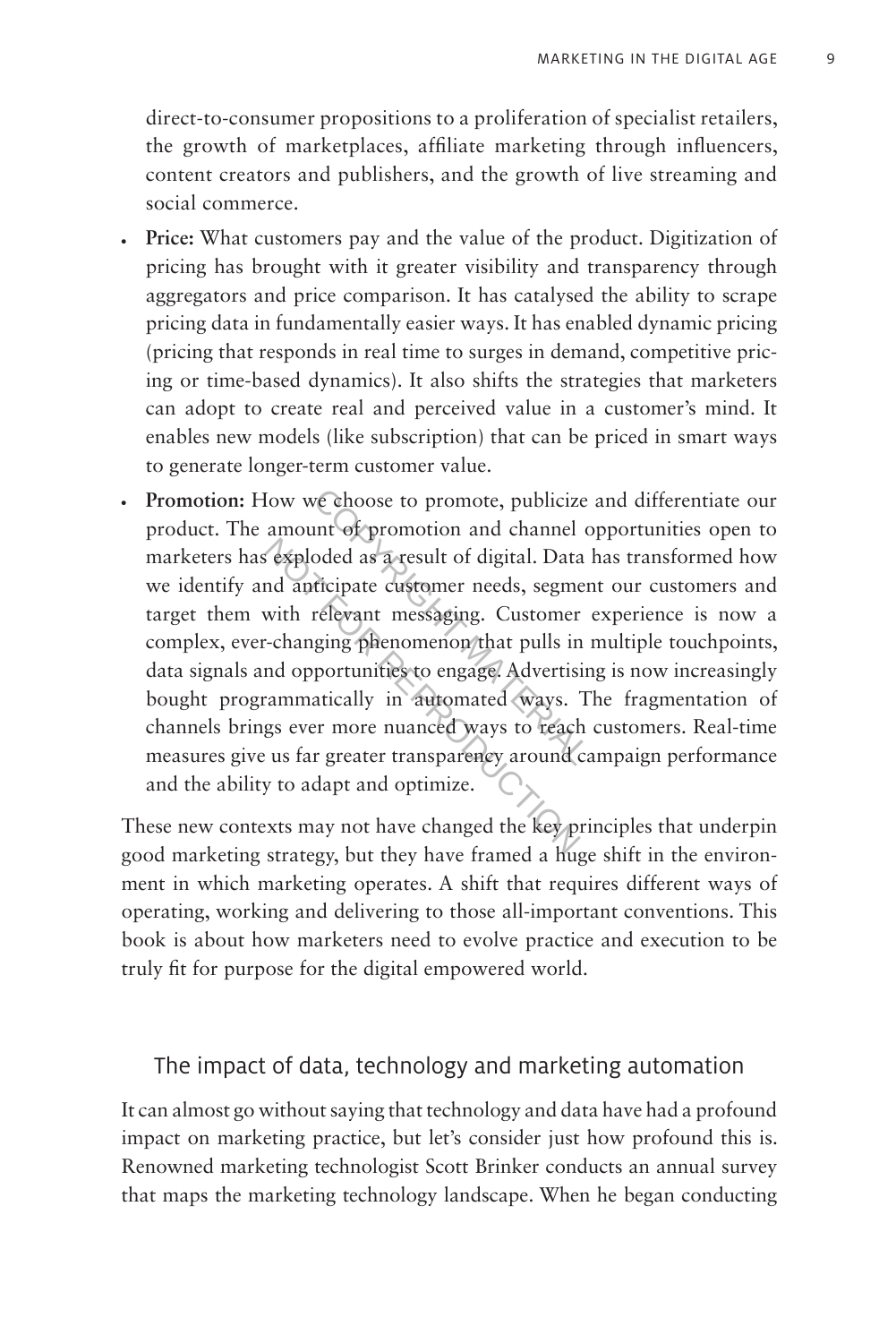direct-to-consumer propositions to a proliferation of specialist retailers, the growth of marketplaces, affiliate marketing through influencers, content creators and publishers, and the growth of live streaming and social commerce.

- **Price:** What customers pay and the value of the product. Digitization of pricing has brought with it greater visibility and transparency through aggregators and price comparison. It has catalysed the ability to scrape pricing data in fundamentally easier ways. It has enabled dynamic pricing (pricing that responds in real time to surges in demand, competitive pricing or time-based dynamics). It also shifts the strategies that marketers can adopt to create real and perceived value in a customer's mind. It enables new models (like subscription) that can be priced in smart ways to generate longer-term customer value.
- **Promotion:** How we choose to promote, publicize and differentiate our product. The amount of promotion and channel opportunities open to marketers has exploded as a result of digital. Data has transformed how we identify and anticipate customer needs, segment our customers and target them with relevant messaging. Customer experience is now a complex, ever-changing phenomenon that pulls in multiple touchpoints, data signals and opportunities to engage. Advertising is now increasingly bought programmatically in automated ways. The fragmentation of channels brings ever more nuanced ways to reach customers. Real-time measures give us far greater transparency around campaign performance and the ability to adapt and optimize.

These new contexts may not have changed the key principles that underpin good marketing strategy, but they have framed a huge shift in the environment in which marketing operates. A shift that requires different ways of operating, working and delivering to those all-important conventions. This book is about how marketers need to evolve practice and execution to be truly fit for purpose for the digital empowered world.

## The impact of data, technology and marketing automation

It can almost go without saying that technology and data have had a profound impact on marketing practice, but let's consider just how profound this is. Renowned marketing technologist Scott Brinker conducts an annual survey that maps the marketing technology landscape. When he began conducting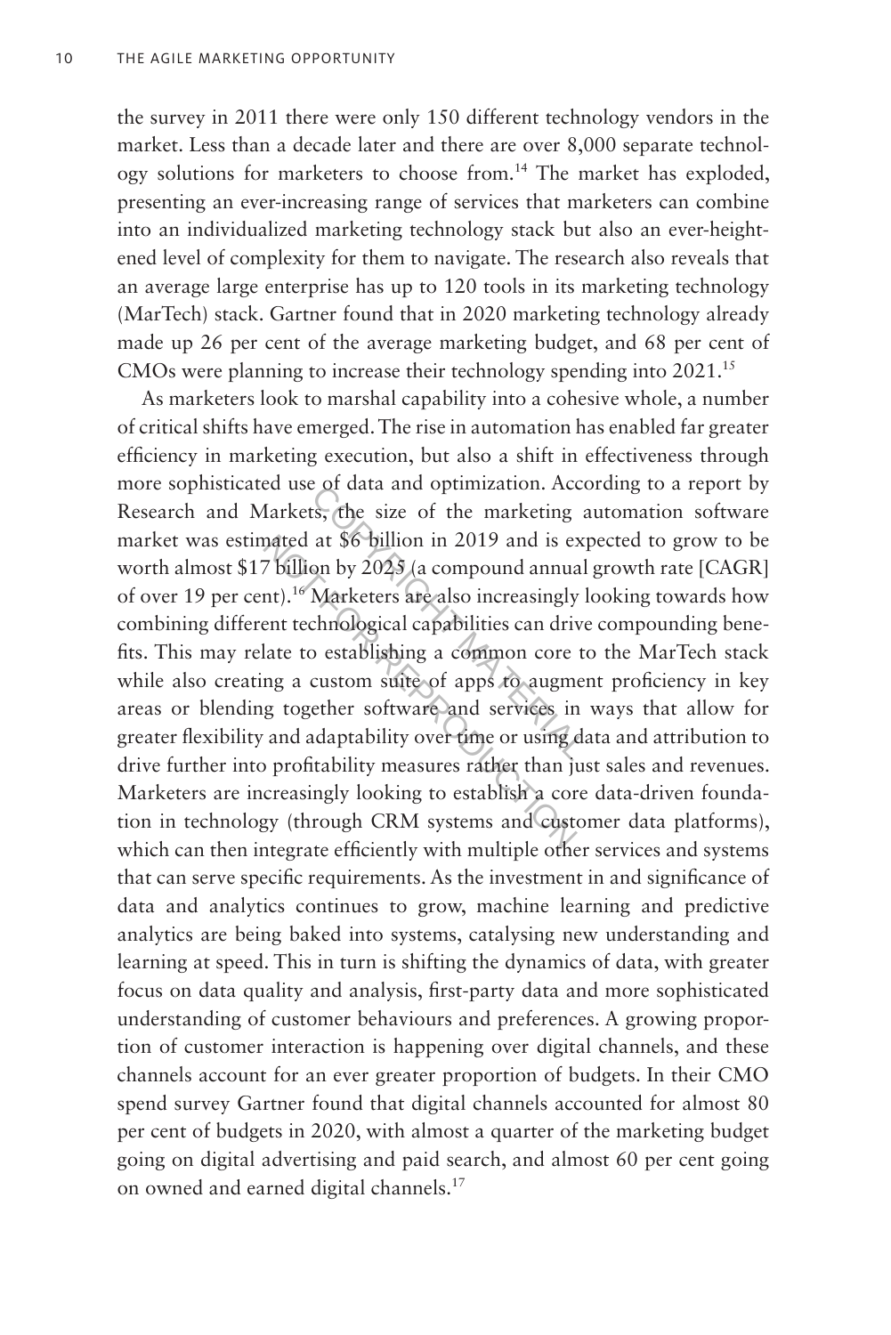the survey in 2011 there were only 150 different technology vendors in the market. Less than a decade later and there are over 8,000 separate technology solutions for marketers to choose from.[14] The market has exploded, presenting an ever-increasing range of services that marketers can combine into an individualized marketing technology stack but also an ever-heightened level of complexity for them to navigate. The research also reveals that an average large enterprise has up to 120 tools in its marketing technology (MarTech) stack. Gartner found that in 2020 marketing technology already made up 26 per cent of the average marketing budget, and 68 per cent of CMOs were planning to increase their technology spending into 2021.[15]

As marketers look to marshal capability into a cohesive whole, a number of critical shifts have emerged. The rise in automation has enabled far greater efficiency in marketing execution, but also a shift in effectiveness through more sophisticated use of data and optimization. According to a report by Research and Markets, the size of the marketing automation software market was estimated at $6 billion in 2019 and is expected to grow to be worth almost $17 billion by 2025 (a compound annual growth rate [CAGR] of over 19 per cent).[16] Marketers are also increasingly looking towards how combining different technological capabilities can drive compounding benefits. This may relate to establishing a common core to the MarTech stack while also creating a custom suite of apps to augment proficiency in key areas or blending together software and services in ways that allow for greater flexibility and adaptability over time or using data and attribution to drive further into profitability measures rather than just sales and revenues. Marketers are increasingly looking to establish a core data-driven foundation in technology (through CRM systems and customer data platforms), which can then integrate efficiently with multiple other services and systems that can serve specific requirements. As the investment in and significance of data and analytics continues to grow, machine learning and predictive analytics are being baked into systems, catalysing new understanding and learning at speed. This in turn is shifting the dynamics of data, with greater focus on data quality and analysis, first-party data and more sophisticated understanding of customer behaviours and preferences. A growing proportion of customer interaction is happening over digital channels, and these channels account for an ever greater proportion of budgets. In their CMO spend survey Gartner found that digital channels accounted for almost 80 per cent of budgets in 2020, with almost a quarter of the marketing budget going on digital advertising and paid search, and almost 60 per cent going on owned and earned digital channels.[17]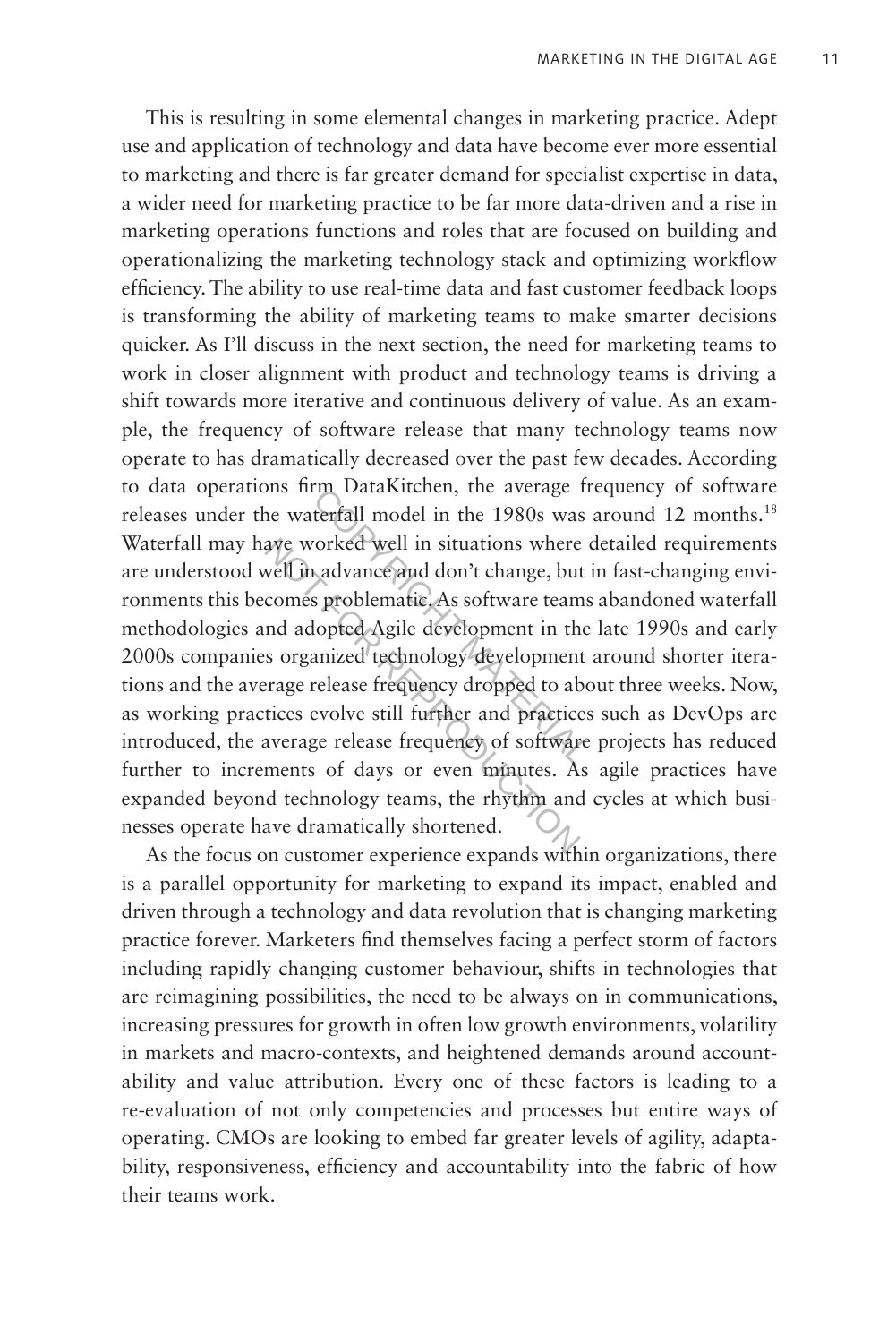This is resulting in some elemental changes in marketing practice. Adept use and application of technology and data have become ever more essential to marketing and there is far greater demand for specialist expertise in data, a wider need for marketing practice to be far more data-driven and a rise in marketing operations functions and roles that are focused on building and operationalizing the marketing technology stack and optimizing workflow efficiency. The ability to use real-time data and fast customer feedback loops is transforming the ability of marketing teams to make smarter decisions quicker. As I'll discuss in the next section, the need for marketing teams to work in closer alignment with product and technology teams is driving a shift towards more iterative and continuous delivery of value. As an example, the frequency of software release that many technology teams now operate to has dramatically decreased over the past few decades. According to data operations firm DataKitchen, the average frequency of software releases under the waterfall model in the 1980s was around 12 months.[18] Waterfall may have worked well in situations where detailed requirements are understood well in advance and don't change, but in fast-changing environments this becomes problematic. As software teams abandoned waterfall methodologies and adopted Agile development in the late 1990s and early 2000s companies organized technology development around shorter iterations and the average release frequency dropped to about three weeks. Now, as working practices evolve still further and practices such as DevOps are introduced, the average release frequency of software projects has reduced further to increments of days or even minutes. As agile practices have expanded beyond technology teams, the rhythm and cycles at which businesses operate have dramatically shortened.

As the focus on customer experience expands within organizations, there is a parallel opportunity for marketing to expand its impact, enabled and driven through a technology and data revolution that is changing marketing practice forever. Marketers find themselves facing a perfect storm of factors including rapidly changing customer behaviour, shifts in technologies that are reimagining possibilities, the need to be always on in communications, increasing pressures for growth in often low growth environments, volatility in markets and macro-contexts, and heightened demands around accountability and value attribution. Every one of these factors is leading to a re-evaluation of not only competencies and processes but entire ways of operating. CMOs are looking to embed far greater levels of agility, adaptability, responsiveness, efficiency and accountability into the fabric of how their teams work.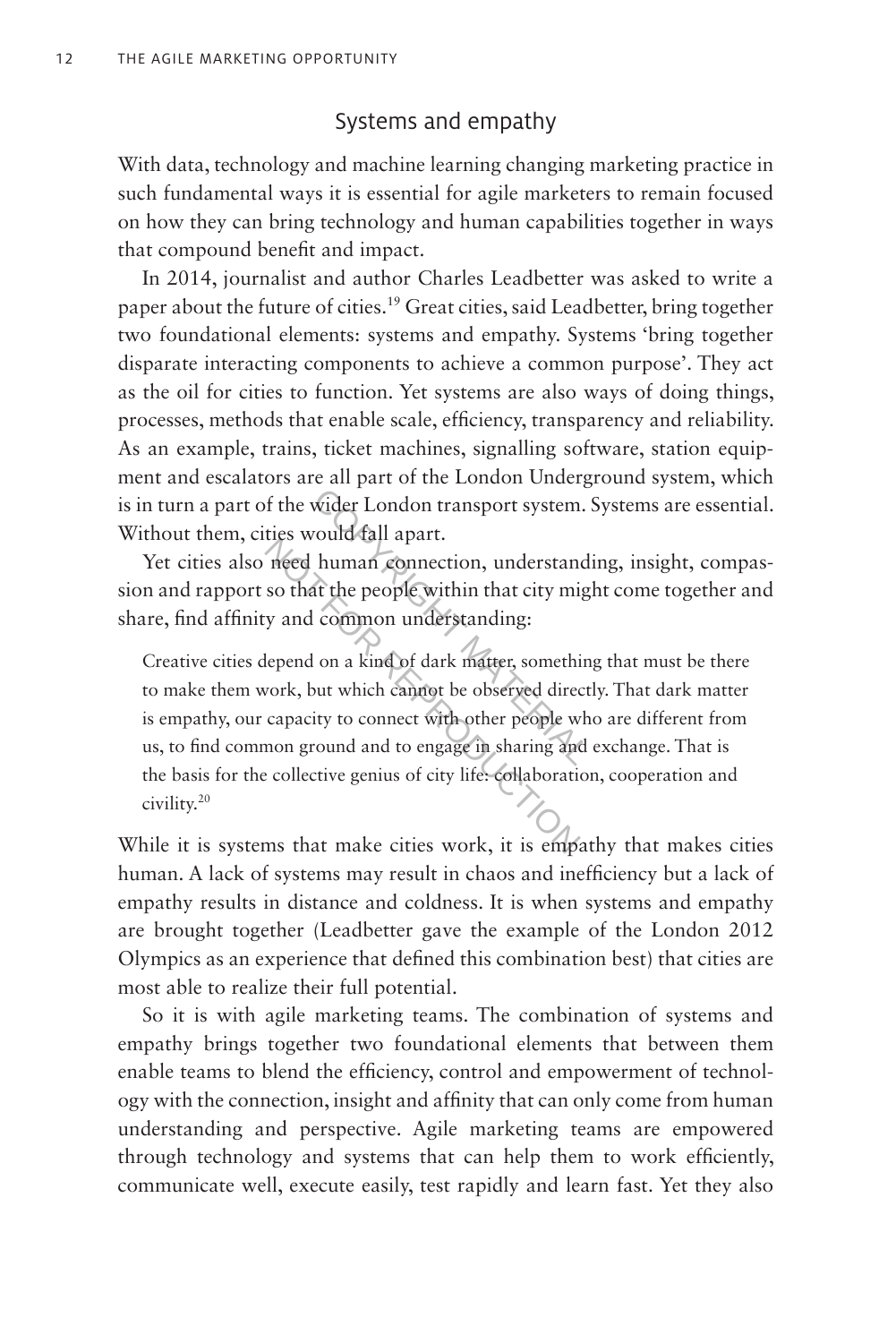## Systems and empathy

With data, technology and machine learning changing marketing practice in such fundamental ways it is essential for agile marketers to remain focused on how they can bring technology and human capabilities together in ways that compound benefit and impact.

In 2014, journalist and author Charles Leadbetter was asked to write a paper about the future of cities.[19] Great cities, said Leadbetter, bring together two foundational elements: systems and empathy. Systems 'bring together disparate interacting components to achieve a common purpose'. They act as the oil for cities to function. Yet systems are also ways of doing things, processes, methods that enable scale, efficiency, transparency and reliability. As an example, trains, ticket machines, signalling software, station equipment and escalators are all part of the London Underground system, which is in turn a part of the wider London transport system. Systems are essential. Without them, cities would fall apart.

Yet cities also need human connection, understanding, insight, compassion and rapport so that the people within that city might come together and share, find affinity and common understanding:

> Creative cities depend on a kind of dark matter, something that must be there to make them work, but which cannot be observed directly. That dark matter is empathy, our capacity to connect with other people who are different from us, to find common ground and to engage in sharing and exchange. That is the basis for the collective genius of city life: collaboration, cooperation and civility.[20]

While it is systems that make cities work, it is empathy that makes cities human. A lack of systems may result in chaos and inefficiency but a lack of empathy results in distance and coldness. It is when systems and empathy are brought together (Leadbetter gave the example of the London 2012 Olympics as an experience that defined this combination best) that cities are most able to realize their full potential.

So it is with agile marketing teams. The combination of systems and empathy brings together two foundational elements that between them enable teams to blend the efficiency, control and empowerment of technology with the connection, insight and affinity that can only come from human understanding and perspective. Agile marketing teams are empowered through technology and systems that can help them to work efficiently, communicate well, execute easily, test rapidly and learn fast. Yet they also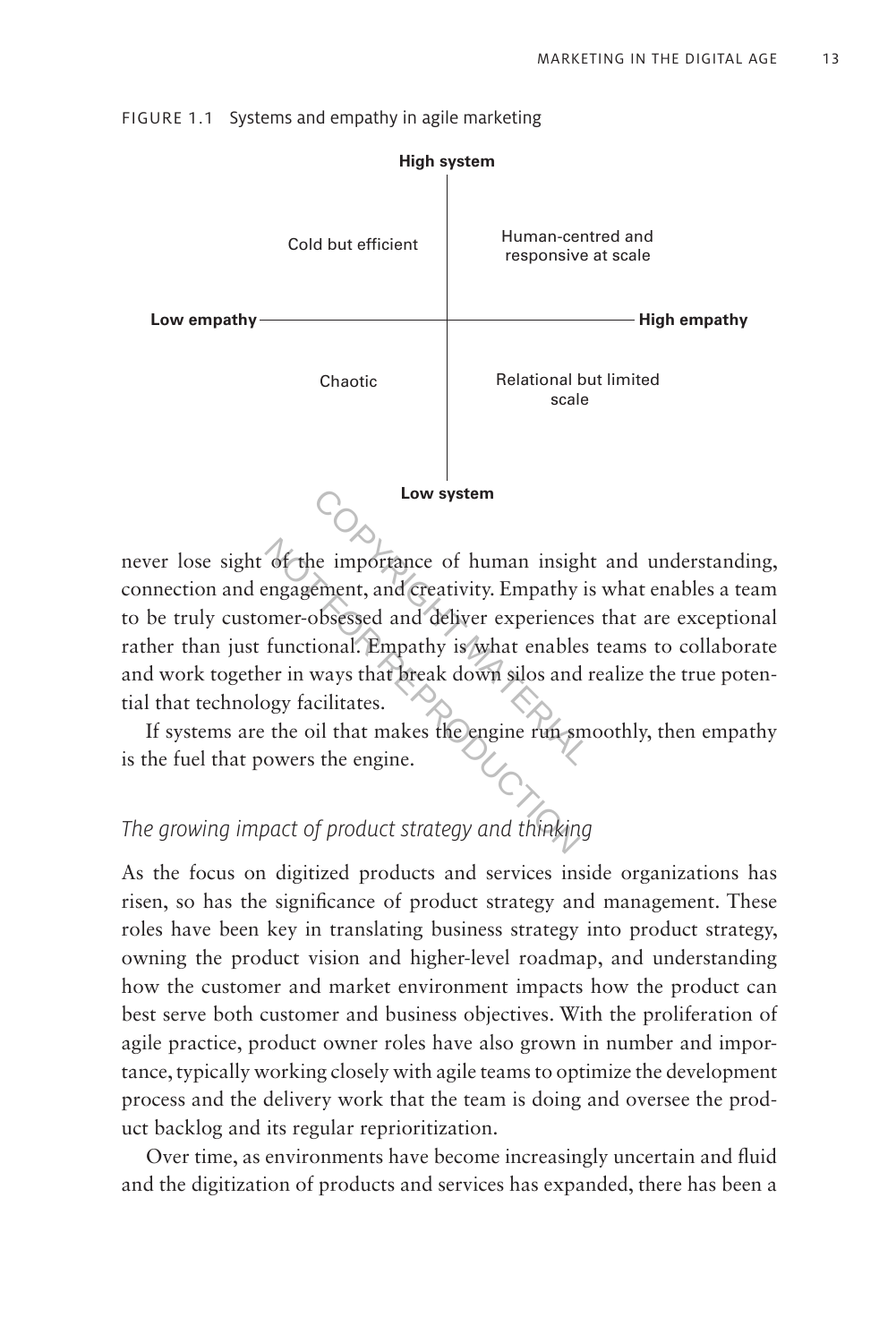FIGURE 1.1 Systems and empathy in agile marketing

| | Low empathy | High empathy |
|---|---|---|
| **High system** | Cold but efficient | Human-centred and responsive at scale |
| **Low system** | Chaotic | Relational but limited scale |

never lose sight of the importance of human insight and understanding, connection and engagement, and creativity. Empathy is what enables a team to be truly customer-obsessed and deliver experiences that are exceptional rather than just functional. Empathy is what enables teams to collaborate and work together in ways that break down silos and realize the true potential that technology facilitates.

If systems are the oil that makes the engine run smoothly, then empathy is the fuel that powers the engine.

### *The growing impact of product strategy and thinking*

As the focus on digitized products and services inside organizations has risen, so has the significance of product strategy and management. These roles have been key in translating business strategy into product strategy, owning the product vision and higher-level roadmap, and understanding how the customer and market environment impacts how the product can best serve both customer and business objectives. With the proliferation of agile practice, product owner roles have also grown in number and importance, typically working closely with agile teams to optimize the development process and the delivery work that the team is doing and oversee the product backlog and its regular reprioritization.

Over time, as environments have become increasingly uncertain and fluid and the digitization of products and services has expanded, there has been a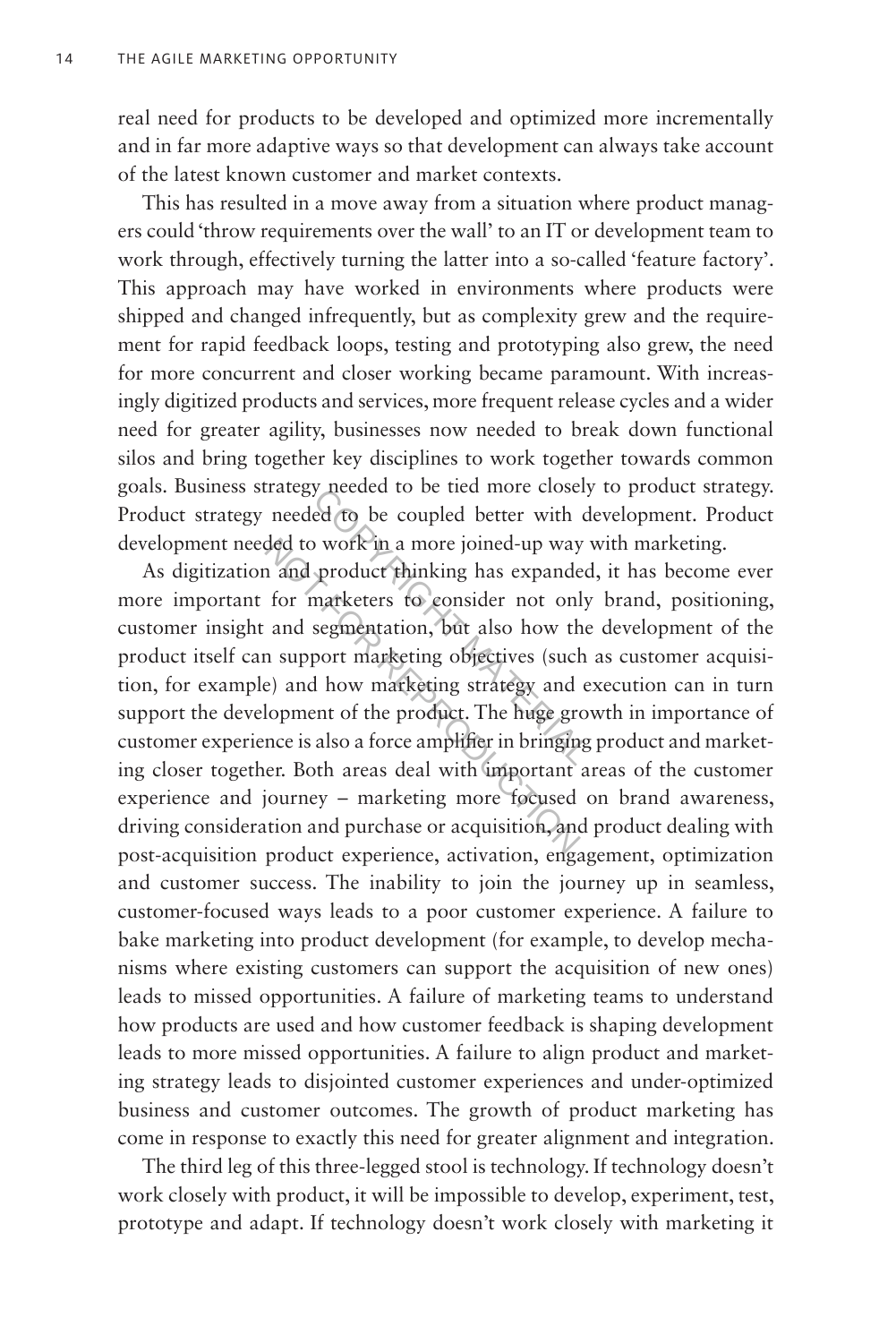real need for products to be developed and optimized more incrementally and in far more adaptive ways so that development can always take account of the latest known customer and market contexts.

This has resulted in a move away from a situation where product managers could 'throw requirements over the wall' to an IT or development team to work through, effectively turning the latter into a so-called 'feature factory'. This approach may have worked in environments where products were shipped and changed infrequently, but as complexity grew and the requirement for rapid feedback loops, testing and prototyping also grew, the need for more concurrent and closer working became paramount. With increasingly digitized products and services, more frequent release cycles and a wider need for greater agility, businesses now needed to break down functional silos and bring together key disciplines to work together towards common goals. Business strategy needed to be tied more closely to product strategy. Product strategy needed to be coupled better with development. Product development needed to work in a more joined-up way with marketing.

As digitization and product thinking has expanded, it has become ever more important for marketers to consider not only brand, positioning, customer insight and segmentation, but also how the development of the product itself can support marketing objectives (such as customer acquisition, for example) and how marketing strategy and execution can in turn support the development of the product. The huge growth in importance of customer experience is also a force amplifier in bringing product and marketing closer together. Both areas deal with important areas of the customer experience and journey – marketing more focused on brand awareness, driving consideration and purchase or acquisition, and product dealing with post-acquisition product experience, activation, engagement, optimization and customer success. The inability to join the journey up in seamless, customer-focused ways leads to a poor customer experience. A failure to bake marketing into product development (for example, to develop mechanisms where existing customers can support the acquisition of new ones) leads to missed opportunities. A failure of marketing teams to understand how products are used and how customer feedback is shaping development leads to more missed opportunities. A failure to align product and marketing strategy leads to disjointed customer experiences and under-optimized business and customer outcomes. The growth of product marketing has come in response to exactly this need for greater alignment and integration.

The third leg of this three-legged stool is technology. If technology doesn't work closely with product, it will be impossible to develop, experiment, test, prototype and adapt. If technology doesn't work closely with marketing it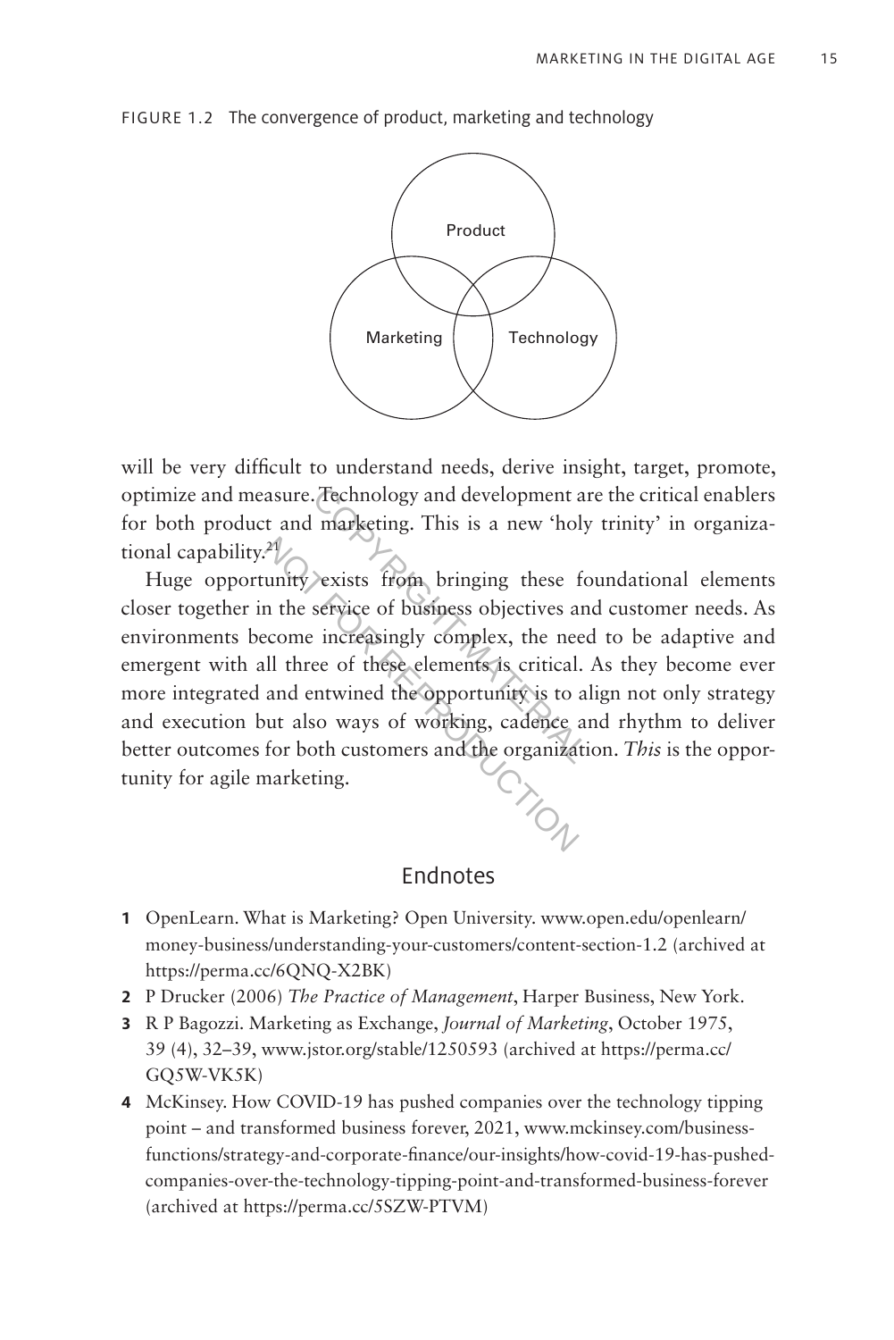FIGURE 1.2 The convergence of product, marketing and technology

will be very difficult to understand needs, derive insight, target, promote, optimize and measure. Technology and development are the critical enablers for both product and marketing. This is a new 'holy trinity' in organizational capability.[21]

Huge opportunity exists from bringing these foundational elements closer together in the service of business objectives and customer needs. As environments become increasingly complex, the need to be adaptive and emergent with all three of these elements is critical. As they become ever more integrated and entwined the opportunity is to align not only strategy and execution but also ways of working, cadence and rhythm to deliver better outcomes for both customers and the organization. *This* is the opportunity for agile marketing.

## Endnotes

1. OpenLearn. What is Marketing? Open University. www.open.edu/openlearn/money-business/understanding-your-customers/content-section-1.2 (archived at https://perma.cc/6QNQ-X2BK)
2. P Drucker (2006) *The Practice of Management*, Harper Business, New York.
3. R P Bagozzi. Marketing as Exchange, *Journal of Marketing*, October 1975, 39 (4), 32–39, www.jstor.org/stable/1250593 (archived at https://perma.cc/GQ5W-VK5K)
4. McKinsey. How COVID-19 has pushed companies over the technology tipping point – and transformed business forever, 2021, www.mckinsey.com/business-functions/strategy-and-corporate-finance/our-insights/how-covid-19-has-pushed-companies-over-the-technology-tipping-point-and-transformed-business-forever (archived at https://perma.cc/5SZW-PTVM)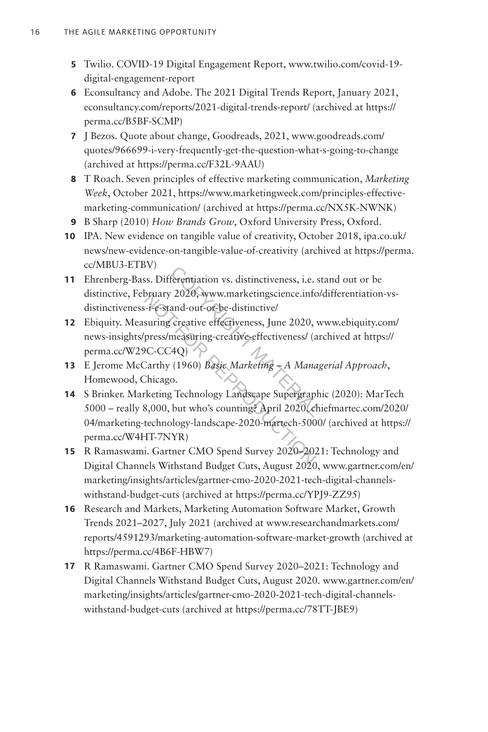5. Twilio. COVID-19 Digital Engagement Report, www.twilio.com/covid-19-digital-engagement-report
6. Econsultancy and Adobe. The 2021 Digital Trends Report, January 2021, econsultancy.com/reports/2021-digital-trends-report/ (archived at https://perma.cc/B5BF-SCMP)
7. J Bezos. Quote about change, Goodreads, 2021, www.goodreads.com/quotes/966699-i-very-frequently-get-the-question-what-s-going-to-change (archived at https://perma.cc/F32L-9AAU)
8. T Roach. Seven principles of effective marketing communication, *Marketing Week*, October 2021, https://www.marketingweek.com/principles-effective-marketing-communication/ (archived at https://perma.cc/NX5K-NWNK)
9. B Sharp (2010) *How Brands Grow*, Oxford University Press, Oxford.
10. IPA. New evidence on tangible value of creativity, October 2018, ipa.co.uk/news/new-evidence-on-tangible-value-of-creativity (archived at https://perma.cc/MBU3-ETBV)
11. Ehrenberg-Bass. Differentiation vs. distinctiveness, i.e. stand out or be distinctive, February 2020, www.marketingscience.info/differentiation-vs-distinctiveness-i-e-stand-out-or-be-distinctive/
12. Ebiquity. Measuring creative effectiveness, June 2020, www.ebiquity.com/news-insights/press/measuring-creative-effectiveness/ (archived at https://perma.cc/W29C-CC4Q)
13. E Jerome McCarthy (1960) *Basic Marketing – A Managerial Approach*, Homewood, Chicago.
14. S Brinker. Marketing Technology Landscape Supergraphic (2020): MarTech 5000 – really 8,000, but who's counting? April 2020, chiefmartec.com/2020/04/marketing-technology-landscape-2020-martech-5000/ (archived at https://perma.cc/W4HT-7NYR)
15. R Ramaswami. Gartner CMO Spend Survey 2020–2021: Technology and Digital Channels Withstand Budget Cuts, August 2020, www.gartner.com/en/marketing/insights/articles/gartner-cmo-2020-2021-tech-digital-channels-withstand-budget-cuts (archived at https://perma.cc/YPJ9-ZZ95)
16. Research and Markets, Marketing Automation Software Market, Growth Trends 2021–2027, July 2021 (archived at www.researchandmarkets.com/reports/4591293/marketing-automation-software-market-growth (archived at https://perma.cc/4B6F-HBW7)
17. R Ramaswami. Gartner CMO Spend Survey 2020–2021: Technology and Digital Channels Withstand Budget Cuts, August 2020. www.gartner.com/en/marketing/insights/articles/gartner-cmo-2020-2021-tech-digital-channels-withstand-budget-cuts (archived at https://perma.cc/78TT-JBE9)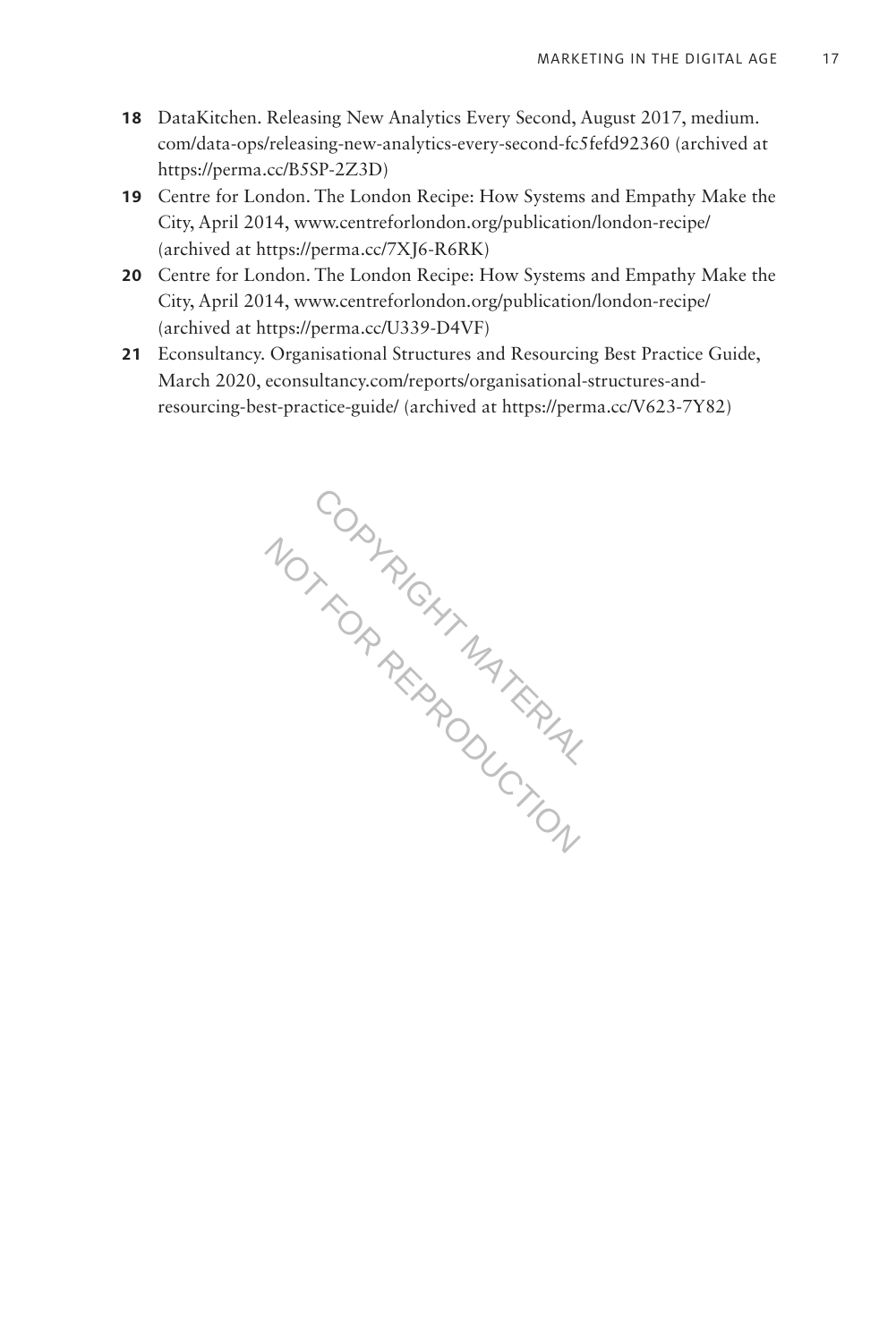18. DataKitchen. Releasing New Analytics Every Second, August 2017, medium.com/data-ops/releasing-new-analytics-every-second-fc5fefd92360 (archived at https://perma.cc/B5SP-2Z3D)
19. Centre for London. The London Recipe: How Systems and Empathy Make the City, April 2014, www.centreforlondon.org/publication/london-recipe/ (archived at https://perma.cc/7XJ6-R6RK)
20. Centre for London. The London Recipe: How Systems and Empathy Make the City, April 2014, www.centreforlondon.org/publication/london-recipe/ (archived at https://perma.cc/U339-D4VF)
21. Econsultancy. Organisational Structures and Resourcing Best Practice Guide, March 2020, econsultancy.com/reports/organisational-structures-and-resourcing-best-practice-guide/ (archived at https://perma.cc/V623-7Y82)